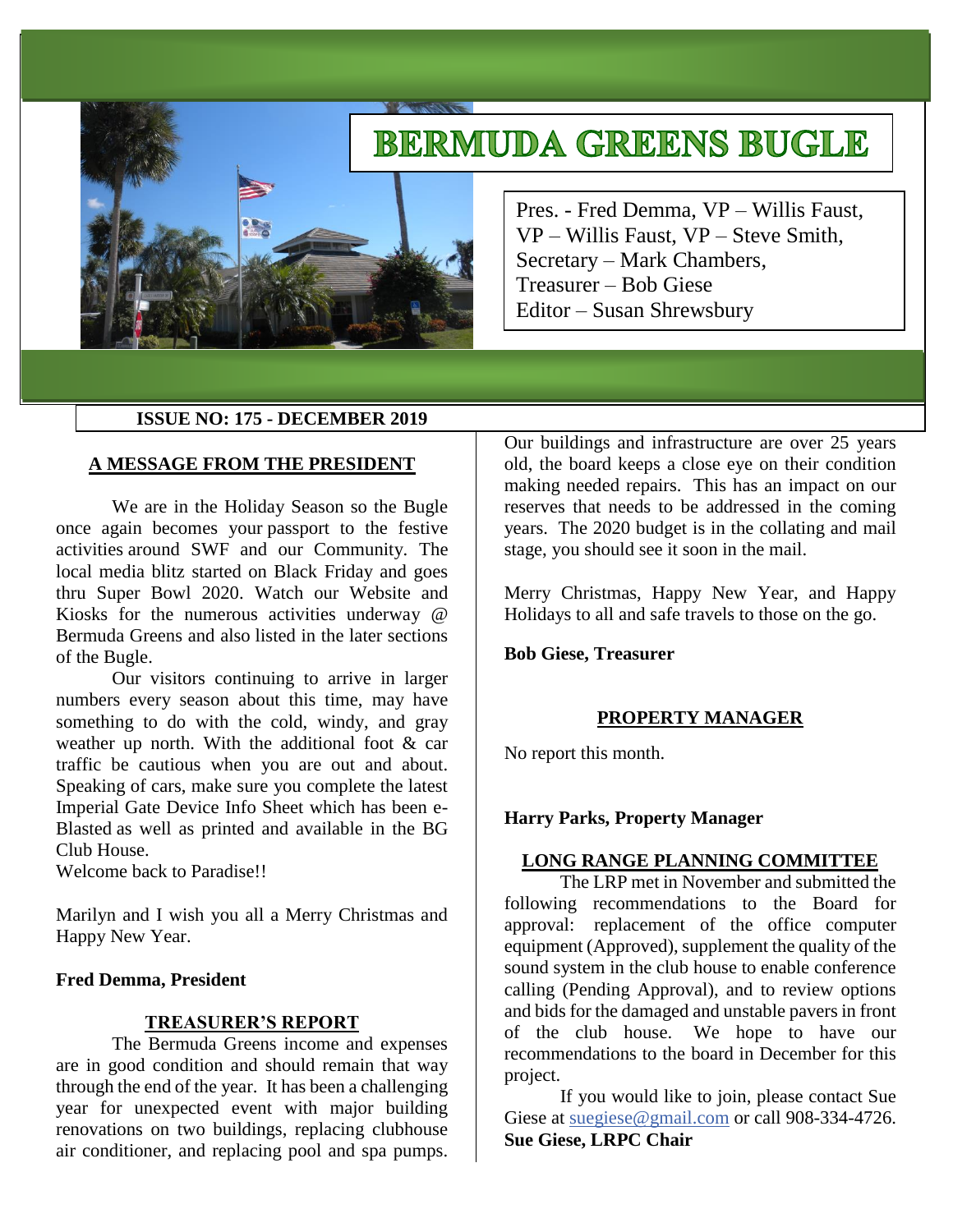# BERMUDA GREENS BUGLE

Pres. - Fred Demma, VP – Willis Faust,
VP – Willis Faust, VP – Steve Smith,
Secretary – Mark Chambers,
Treasurer – Bob Giese
Editor – Susan Shrewsbury

**ISSUE NO: 175 - DECEMBER 2019**

## A MESSAGE FROM THE PRESIDENT

We are in the Holiday Season so the Bugle once again becomes your passport to the festive activities around SWF and our Community. The local media blitz started on Black Friday and goes thru Super Bowl 2020. Watch our Website and Kiosks for the numerous activities underway @ Bermuda Greens and also listed in the later sections of the Bugle.

Our visitors continuing to arrive in larger numbers every season about this time, may have something to do with the cold, windy, and gray weather up north. With the additional foot & car traffic be cautious when you are out and about. Speaking of cars, make sure you complete the latest Imperial Gate Device Info Sheet which has been e-Blasted as well as printed and available in the BG Club House.

Welcome back to Paradise!!

Marilyn and I wish you all a Merry Christmas and Happy New Year.

**Fred Demma, President**

## TREASURER'S REPORT

The Bermuda Greens income and expenses are in good condition and should remain that way through the end of the year. It has been a challenging year for unexpected event with major building renovations on two buildings, replacing clubhouse air conditioner, and replacing pool and spa pumps. Our buildings and infrastructure are over 25 years old, the board keeps a close eye on their condition making needed repairs. This has an impact on our reserves that needs to be addressed in the coming years. The 2020 budget is in the collating and mail stage, you should see it soon in the mail.

Merry Christmas, Happy New Year, and Happy Holidays to all and safe travels to those on the go.

**Bob Giese, Treasurer**

## PROPERTY MANAGER

No report this month.

**Harry Parks, Property Manager**

## LONG RANGE PLANNING COMMITTEE

The LRP met in November and submitted the following recommendations to the Board for approval: replacement of the office computer equipment (Approved), supplement the quality of the sound system in the club house to enable conference calling (Pending Approval), and to review options and bids for the damaged and unstable pavers in front of the club house. We hope to have our recommendations to the board in December for this project.

If you would like to join, please contact Sue Giese at suegiese@gmail.com or call 908-334-4726.

**Sue Giese, LRPC Chair**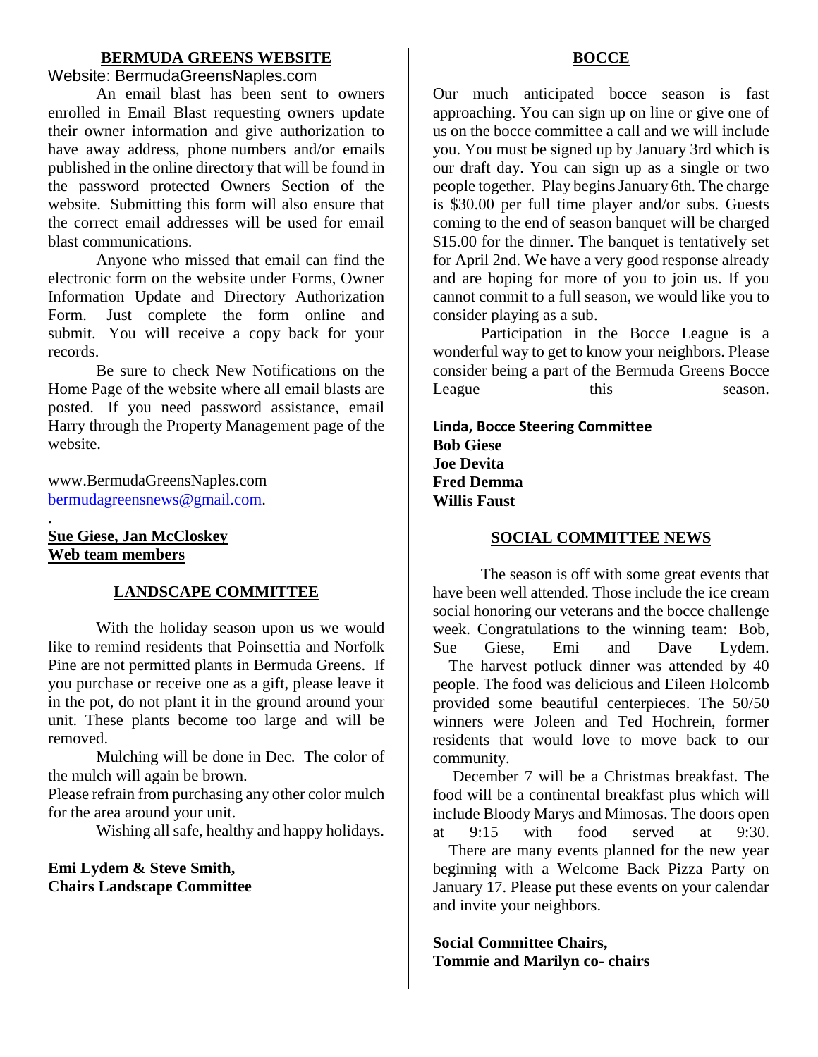## BERMUDA GREENS WEBSITE

Website: BermudaGreensNaples.com

An email blast has been sent to owners enrolled in Email Blast requesting owners update their owner information and give authorization to have away address, phone numbers and/or emails published in the online directory that will be found in the password protected Owners Section of the website. Submitting this form will also ensure that the correct email addresses will be used for email blast communications.

Anyone who missed that email can find the electronic form on the website under Forms, Owner Information Update and Directory Authorization Form. Just complete the form online and submit. You will receive a copy back for your records.

Be sure to check New Notifications on the Home Page of the website where all email blasts are posted. If you need password assistance, email Harry through the Property Management page of the website.

www.BermudaGreensNaples.com
bermudagreensnews@gmail.com.

.

**Sue Giese, Jan McCloskey**
**Web team members**

## LANDSCAPE COMMITTEE

With the holiday season upon us we would like to remind residents that Poinsettia and Norfolk Pine are not permitted plants in Bermuda Greens. If you purchase or receive one as a gift, please leave it in the pot, do not plant it in the ground around your unit. These plants become too large and will be removed.

Mulching will be done in Dec. The color of the mulch will again be brown.
Please refrain from purchasing any other color mulch for the area around your unit.

Wishing all safe, healthy and happy holidays.

**Emi Lydem & Steve Smith,**
**Chairs Landscape Committee**

## BOCCE

Our much anticipated bocce season is fast approaching. You can sign up on line or give one of us on the bocce committee a call and we will include you. You must be signed up by January 3rd which is our draft day. You can sign up as a single or two people together. Play begins January 6th. The charge is $30.00 per full time player and/or subs. Guests coming to the end of season banquet will be charged $15.00 for the dinner. The banquet is tentatively set for April 2nd. We have a very good response already and are hoping for more of you to join us. If you cannot commit to a full season, we would like you to consider playing as a sub.

Participation in the Bocce League is a wonderful way to get to know your neighbors. Please consider being a part of the Bermuda Greens Bocce League this season.

**Linda, Bocce Steering Committee**
**Bob Giese**
**Joe Devita**
**Fred Demma**
**Willis Faust**

## SOCIAL COMMITTEE NEWS

The season is off with some great events that have been well attended. Those include the ice cream social honoring our veterans and the bocce challenge week. Congratulations to the winning team: Bob, Sue Giese, Emi and Dave Lydem.

The harvest potluck dinner was attended by 40 people. The food was delicious and Eileen Holcomb provided some beautiful centerpieces. The 50/50 winners were Joleen and Ted Hochrein, former residents that would love to move back to our community.

December 7 will be a Christmas breakfast. The food will be a continental breakfast plus which will include Bloody Marys and Mimosas. The doors open at 9:15 with food served at 9:30.

There are many events planned for the new year beginning with a Welcome Back Pizza Party on January 17. Please put these events on your calendar and invite your neighbors.

**Social Committee Chairs,**
**Tommie and Marilyn co- chairs**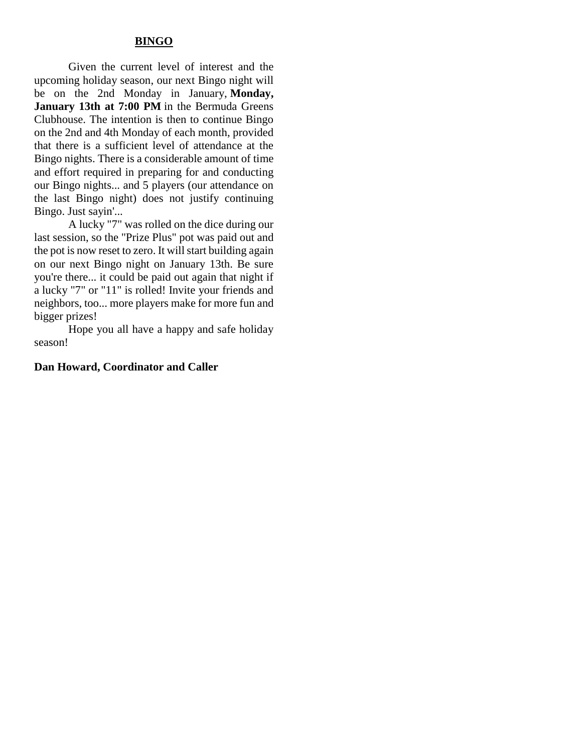# BINGO

Given the current level of interest and the upcoming holiday season, our next Bingo night will be on the 2nd Monday in January, **Monday, January 13th at 7:00 PM** in the Bermuda Greens Clubhouse. The intention is then to continue Bingo on the 2nd and 4th Monday of each month, provided that there is a sufficient level of attendance at the Bingo nights. There is a considerable amount of time and effort required in preparing for and conducting our Bingo nights... and 5 players (our attendance on the last Bingo night) does not justify continuing Bingo. Just sayin'...

A lucky "7" was rolled on the dice during our last session, so the "Prize Plus" pot was paid out and the pot is now reset to zero. It will start building again on our next Bingo night on January 13th. Be sure you're there... it could be paid out again that night if a lucky "7" or "11" is rolled! Invite your friends and neighbors, too... more players make for more fun and bigger prizes!

Hope you all have a happy and safe holiday season!

**Dan Howard, Coordinator and Caller**